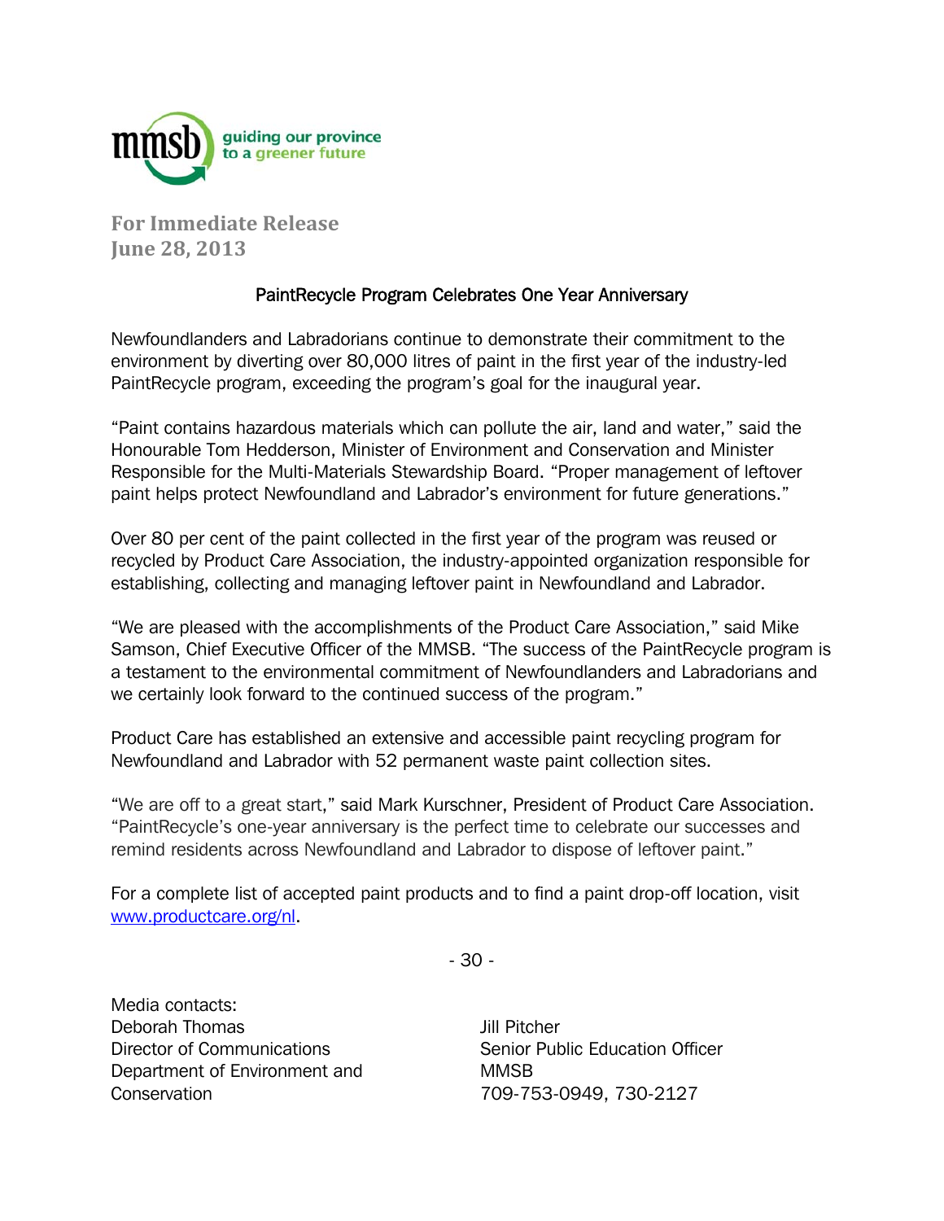mmsb guiding our province to a greener future

**For Immediate Release**
**June 28, 2013**

## PaintRecycle Program Celebrates One Year Anniversary

Newfoundlanders and Labradorians continue to demonstrate their commitment to the environment by diverting over 80,000 litres of paint in the first year of the industry-led PaintRecycle program, exceeding the program's goal for the inaugural year.

"Paint contains hazardous materials which can pollute the air, land and water," said the Honourable Tom Hedderson, Minister of Environment and Conservation and Minister Responsible for the Multi-Materials Stewardship Board. "Proper management of leftover paint helps protect Newfoundland and Labrador's environment for future generations."

Over 80 per cent of the paint collected in the first year of the program was reused or recycled by Product Care Association, the industry-appointed organization responsible for establishing, collecting and managing leftover paint in Newfoundland and Labrador.

"We are pleased with the accomplishments of the Product Care Association," said Mike Samson, Chief Executive Officer of the MMSB. "The success of the PaintRecycle program is a testament to the environmental commitment of Newfoundlanders and Labradorians and we certainly look forward to the continued success of the program."

Product Care has established an extensive and accessible paint recycling program for Newfoundland and Labrador with 52 permanent waste paint collection sites.

"We are off to a great start," said Mark Kurschner, President of Product Care Association. "PaintRecycle's one-year anniversary is the perfect time to celebrate our successes and remind residents across Newfoundland and Labrador to dispose of leftover paint."

For a complete list of accepted paint products and to find a paint drop-off location, visit www.productcare.org/nl.

\- 30 -

Media contacts:

Deborah Thomas
Director of Communications
Department of Environment and Conservation

Jill Pitcher
Senior Public Education Officer
MMSB
709-753-0949, 730-2127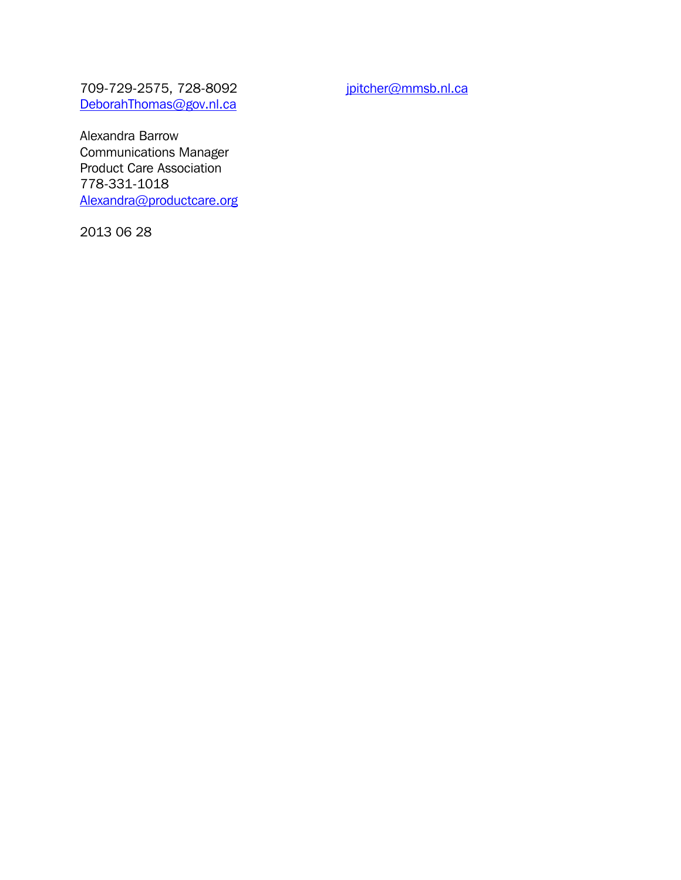709-729-2575, 728-8092
DeborahThomas@gov.nl.ca

jpitcher@mmsb.nl.ca

Alexandra Barrow
Communications Manager
Product Care Association
778-331-1018
Alexandra@productcare.org

2013 06 28